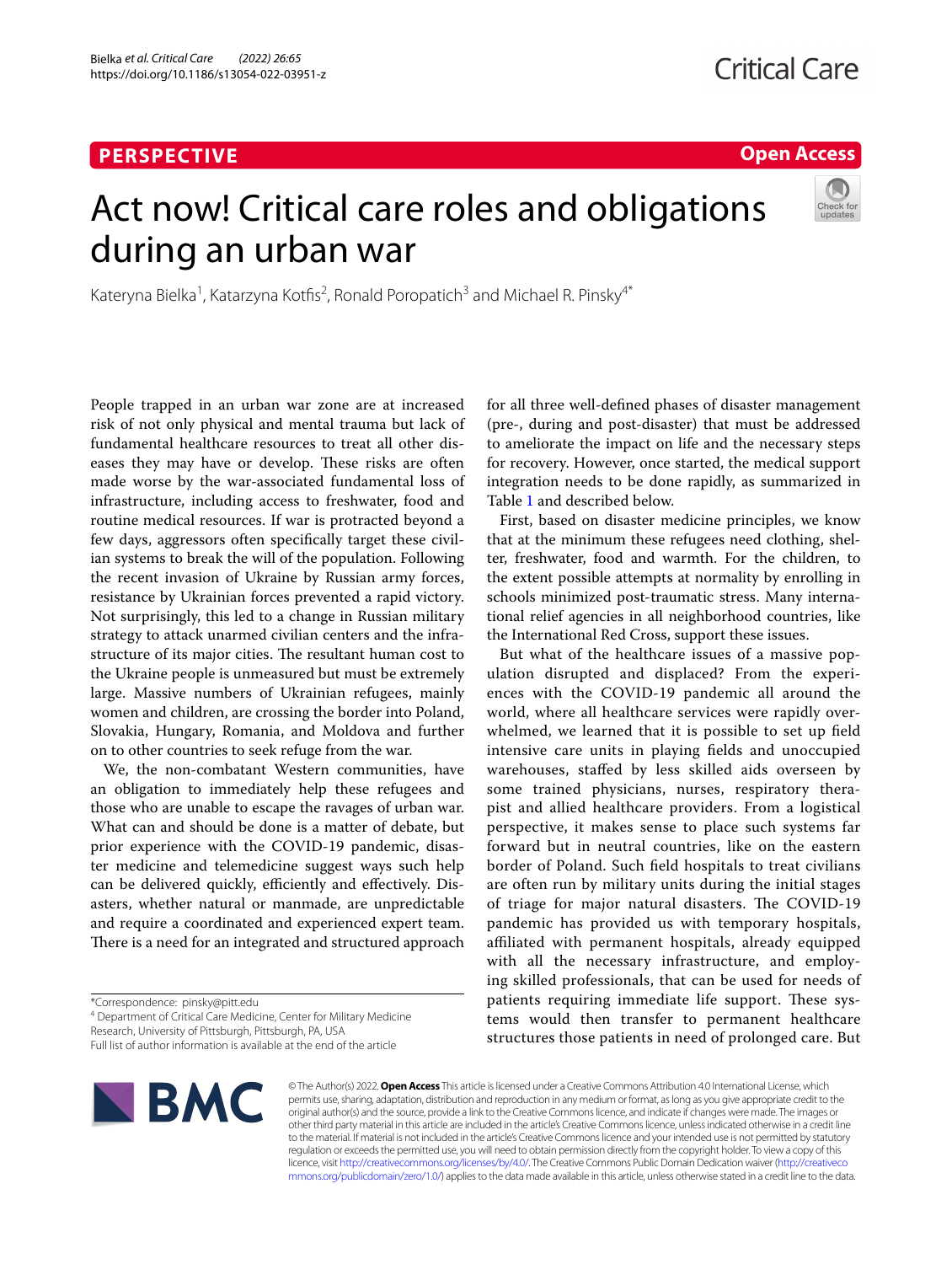**PERSPECTIVE**

**Open Access**

# Act now! Critical care roles and obligations during an urban war

Kateryna Bielka[1], Katarzyna Kotfis[2], Ronald Poropatich[3] and Michael R. Pinsky[4*]

People trapped in an urban war zone are at increased risk of not only physical and mental trauma but lack of fundamental healthcare resources to treat all other diseases they may have or develop. These risks are often made worse by the war-associated fundamental loss of infrastructure, including access to freshwater, food and routine medical resources. If war is protracted beyond a few days, aggressors often specifically target these civilian systems to break the will of the population. Following the recent invasion of Ukraine by Russian army forces, resistance by Ukrainian forces prevented a rapid victory. Not surprisingly, this led to a change in Russian military strategy to attack unarmed civilian centers and the infrastructure of its major cities. The resultant human cost to the Ukraine people is unmeasured but must be extremely large. Massive numbers of Ukrainian refugees, mainly women and children, are crossing the border into Poland, Slovakia, Hungary, Romania, and Moldova and further on to other countries to seek refuge from the war.

We, the non-combatant Western communities, have an obligation to immediately help these refugees and those who are unable to escape the ravages of urban war. What can and should be done is a matter of debate, but prior experience with the COVID-19 pandemic, disaster medicine and telemedicine suggest ways such help can be delivered quickly, efficiently and effectively. Disasters, whether natural or manmade, are unpredictable and require a coordinated and experienced expert team. There is a need for an integrated and structured approach for all three well-defined phases of disaster management (pre-, during and post-disaster) that must be addressed to ameliorate the impact on life and the necessary steps for recovery. However, once started, the medical support integration needs to be done rapidly, as summarized in Table 1 and described below.

First, based on disaster medicine principles, we know that at the minimum these refugees need clothing, shelter, freshwater, food and warmth. For the children, to the extent possible attempts at normality by enrolling in schools minimized post-traumatic stress. Many international relief agencies in all neighborhood countries, like the International Red Cross, support these issues.

But what of the healthcare issues of a massive population disrupted and displaced? From the experiences with the COVID-19 pandemic all around the world, where all healthcare services were rapidly overwhelmed, we learned that it is possible to set up field intensive care units in playing fields and unoccupied warehouses, staffed by less skilled aids overseen by some trained physicians, nurses, respiratory therapist and allied healthcare providers. From a logistical perspective, it makes sense to place such systems far forward but in neutral countries, like on the eastern border of Poland. Such field hospitals to treat civilians are often run by military units during the initial stages of triage for major natural disasters. The COVID-19 pandemic has provided us with temporary hospitals, affiliated with permanent hospitals, already equipped with all the necessary infrastructure, and employing skilled professionals, that can be used for needs of patients requiring immediate life support. These systems would then transfer to permanent healthcare structures those patients in need of prolonged care. But

*Correspondence: pinsky@pitt.edu

[4] Department of Critical Care Medicine, Center for Military Medicine Research, University of Pittsburgh, Pittsburgh, PA, USA

Full list of author information is available at the end of the article

© The Author(s) 2022. **Open Access** This article is licensed under a Creative Commons Attribution 4.0 International License, which permits use, sharing, adaptation, distribution and reproduction in any medium or format, as long as you give appropriate credit to the original author(s) and the source, provide a link to the Creative Commons licence, and indicate if changes were made. The images or other third party material in this article are included in the article's Creative Commons licence, unless indicated otherwise in a credit line to the material. If material is not included in the article's Creative Commons licence and your intended use is not permitted by statutory regulation or exceeds the permitted use, you will need to obtain permission directly from the copyright holder. To view a copy of this licence, visit http://creativecommons.org/licenses/by/4.0/. The Creative Commons Public Domain Dedication waiver (http://creativecommons.org/publicdomain/zero/1.0/) applies to the data made available in this article, unless otherwise stated in a credit line to the data.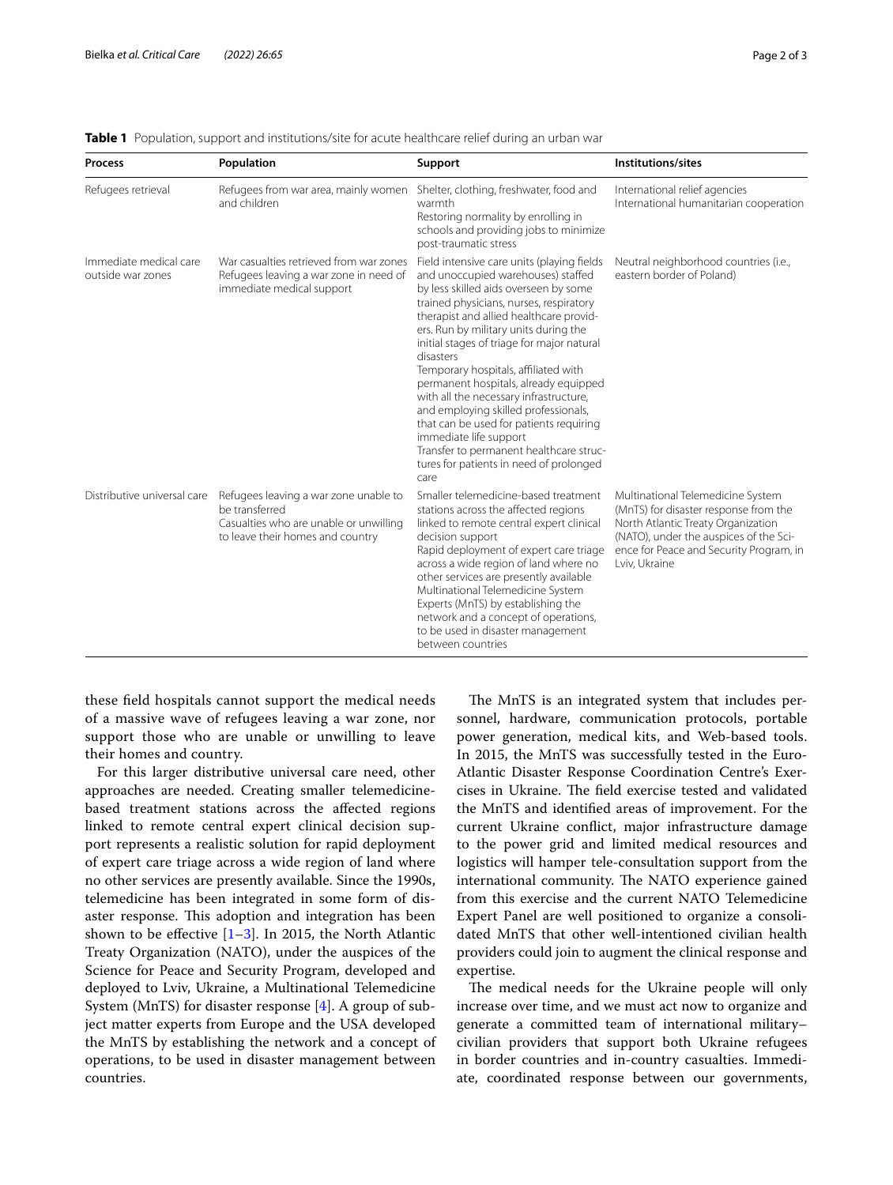**Table 1** Population, support and institutions/site for acute healthcare relief during an urban war

| Process | Population | Support | Institutions/sites |
|---|---|---|---|
| Refugees retrieval | Refugees from war area, mainly women and children | Shelter, clothing, freshwater, food and warmth<br>Restoring normality by enrolling in schools and providing jobs to minimize post-traumatic stress | International relief agencies<br>International humanitarian cooperation |
| Immediate medical care outside war zones | War casualties retrieved from war zones<br>Refugees leaving a war zone in need of immediate medical support | Field intensive care units (playing fields and unoccupied warehouses) staffed by less skilled aids overseen by some trained physicians, nurses, respiratory therapist and allied healthcare providers. Run by military units during the initial stages of triage for major natural disasters<br>Temporary hospitals, affiliated with permanent hospitals, already equipped with all the necessary infrastructure, and employing skilled professionals, that can be used for patients requiring immediate life support<br>Transfer to permanent healthcare structures for patients in need of prolonged care | Neutral neighborhood countries (i.e., eastern border of Poland) |
| Distributive universal care | Refugees leaving a war zone unable to be transferred<br>Casualties who are unable or unwilling to leave their homes and country | Smaller telemedicine-based treatment stations across the affected regions linked to remote central expert clinical decision support<br>Rapid deployment of expert care triage across a wide region of land where no other services are presently available<br>Multinational Telemedicine System Experts (MnTS) by establishing the network and a concept of operations, to be used in disaster management between countries | Multinational Telemedicine System (MnTS) for disaster response from the North Atlantic Treaty Organization (NATO), under the auspices of the Science for Peace and Security Program, in Lviv, Ukraine |

these field hospitals cannot support the medical needs of a massive wave of refugees leaving a war zone, nor support those who are unable or unwilling to leave their homes and country.

For this larger distributive universal care need, other approaches are needed. Creating smaller telemedicine-based treatment stations across the affected regions linked to remote central expert clinical decision support represents a realistic solution for rapid deployment of expert care triage across a wide region of land where no other services are presently available. Since the 1990s, telemedicine has been integrated in some form of disaster response. This adoption and integration has been shown to be effective [1–3]. In 2015, the North Atlantic Treaty Organization (NATO), under the auspices of the Science for Peace and Security Program, developed and deployed to Lviv, Ukraine, a Multinational Telemedicine System (MnTS) for disaster response [4]. A group of subject matter experts from Europe and the USA developed the MnTS by establishing the network and a concept of operations, to be used in disaster management between countries.

The MnTS is an integrated system that includes personnel, hardware, communication protocols, portable power generation, medical kits, and Web-based tools. In 2015, the MnTS was successfully tested in the Euro-Atlantic Disaster Response Coordination Centre's Exercises in Ukraine. The field exercise tested and validated the MnTS and identified areas of improvement. For the current Ukraine conflict, major infrastructure damage to the power grid and limited medical resources and logistics will hamper tele-consultation support from the international community. The NATO experience gained from this exercise and the current NATO Telemedicine Expert Panel are well positioned to organize a consolidated MnTS that other well-intentioned civilian health providers could join to augment the clinical response and expertise.

The medical needs for the Ukraine people will only increase over time, and we must act now to organize and generate a committed team of international military–civilian providers that support both Ukraine refugees in border countries and in-country casualties. Immediate, coordinated response between our governments,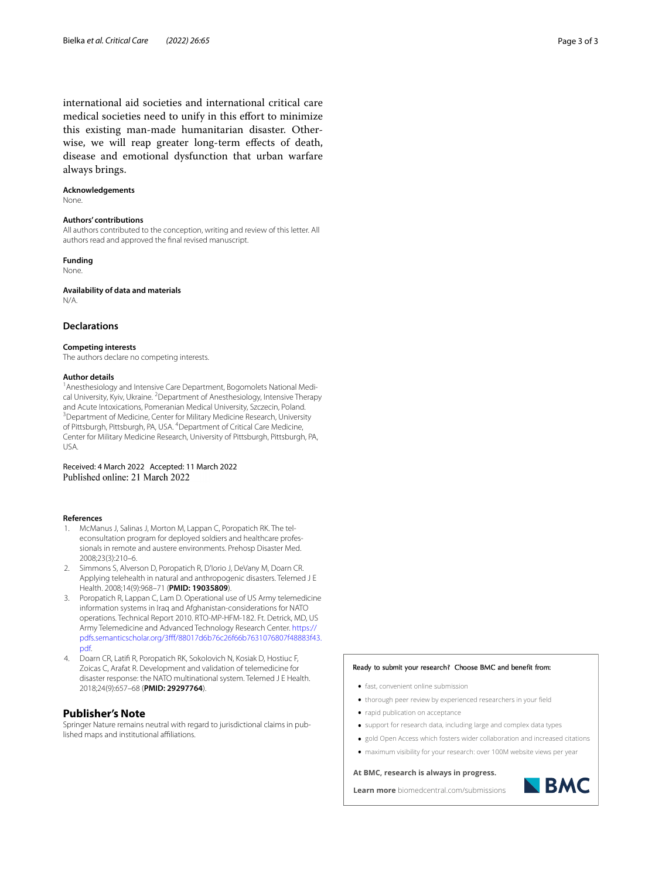international aid societies and international critical care medical societies need to unify in this effort to minimize this existing man-made humanitarian disaster. Otherwise, we will reap greater long-term effects of death, disease and emotional dysfunction that urban warfare always brings.

**Acknowledgements**
None.

**Authors' contributions**
All authors contributed to the conception, writing and review of this letter. All authors read and approved the final revised manuscript.

**Funding**
None.

**Availability of data and materials**
N/A.

## Declarations

**Competing interests**
The authors declare no competing interests.

**Author details**
[1]Anesthesiology and Intensive Care Department, Bogomolets National Medical University, Kyiv, Ukraine. [2]Department of Anesthesiology, Intensive Therapy and Acute Intoxications, Pomeranian Medical University, Szczecin, Poland. [3]Department of Medicine, Center for Military Medicine Research, University of Pittsburgh, Pittsburgh, PA, USA. [4]Department of Critical Care Medicine, Center for Military Medicine Research, University of Pittsburgh, Pittsburgh, PA, USA.

Received: 4 March 2022 Accepted: 11 March 2022
Published online: 21 March 2022

**References**

1. McManus J, Salinas J, Morton M, Lappan C, Poropatich RK. The teleconsultation program for deployed soldiers and healthcare professionals in remote and austere environments. Prehosp Disaster Med. 2008;23(3):210–6.
2. Simmons S, Alverson D, Poropatich R, D'Iorio J, DeVany M, Doarn CR. Applying telehealth in natural and anthropogenic disasters. Telemed J E Health. 2008;14(9):968–71 (**PMID: 19035809**).
3. Poropatich R, Lappan C, Lam D. Operational use of US Army telemedicine information systems in Iraq and Afghanistan-considerations for NATO operations. Technical Report 2010. RTO-MP-HFM-182. Ft. Detrick, MD, US Army Telemedicine and Advanced Technology Research Center. https://pdfs.semanticscholar.org/3fff/88017d6b76c26f66b7631076807f48883f43.pdf.
4. Doarn CR, Latifi R, Poropatich RK, Sokolovich N, Kosiak D, Hostiuc F, Zoicas C, Arafat R. Development and validation of telemedicine for disaster response: the NATO multinational system. Telemed J E Health. 2018;24(9):657–68 (**PMID: 29297764**).

## Publisher's Note

Springer Nature remains neutral with regard to jurisdictional claims in published maps and institutional affiliations.

Ready to submit your research? Choose BMC and benefit from:

- fast, convenient online submission
- thorough peer review by experienced researchers in your field
- rapid publication on acceptance
- support for research data, including large and complex data types
- gold Open Access which fosters wider collaboration and increased citations
- maximum visibility for your research: over 100M website views per year

**At BMC, research is always in progress.**

**Learn more** biomedcentral.com/submissions

BMC